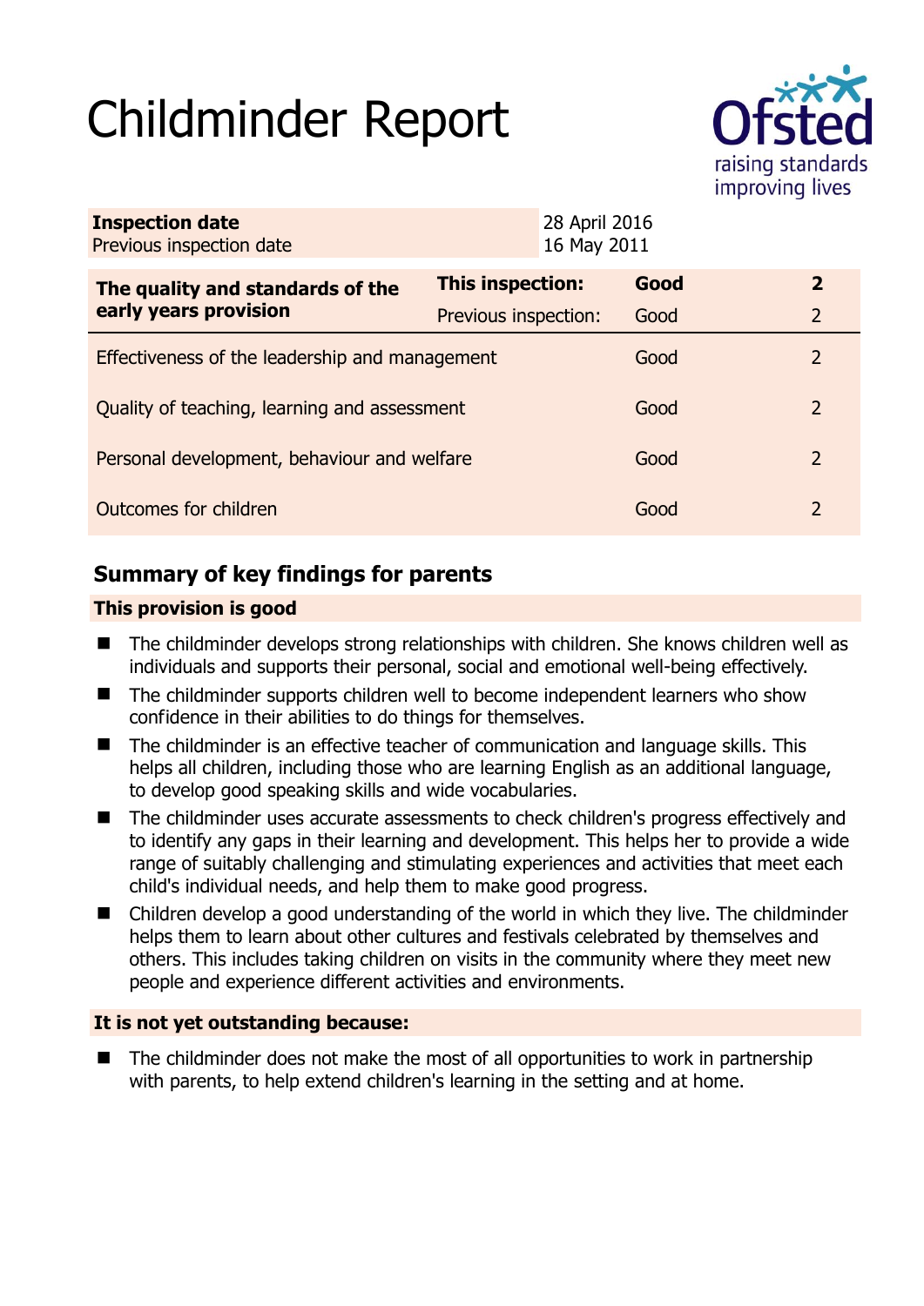# Childminder Report

Ofsted
raising standards
improving lives

| | |
|---|---|
| **Inspection date** | 28 April 2016 |
| Previous inspection date | 16 May 2011 |

| The quality and standards of the early years provision | | | |
|---|---|---|---|
| | **This inspection:** | **Good** | **2** |
| | Previous inspection: | Good | 2 |
| Effectiveness of the leadership and management | | Good | 2 |
| Quality of teaching, learning and assessment | | Good | 2 |
| Personal development, behaviour and welfare | | Good | 2 |
| Outcomes for children | | Good | 2 |

## Summary of key findings for parents

### This provision is good

- The childminder develops strong relationships with children. She knows children well as individuals and supports their personal, social and emotional well-being effectively.
- The childminder supports children well to become independent learners who show confidence in their abilities to do things for themselves.
- The childminder is an effective teacher of communication and language skills. This helps all children, including those who are learning English as an additional language, to develop good speaking skills and wide vocabularies.
- The childminder uses accurate assessments to check children's progress effectively and to identify any gaps in their learning and development. This helps her to provide a wide range of suitably challenging and stimulating experiences and activities that meet each child's individual needs, and help them to make good progress.
- Children develop a good understanding of the world in which they live. The childminder helps them to learn about other cultures and festivals celebrated by themselves and others. This includes taking children on visits in the community where they meet new people and experience different activities and environments.

### It is not yet outstanding because:

- The childminder does not make the most of all opportunities to work in partnership with parents, to help extend children's learning in the setting and at home.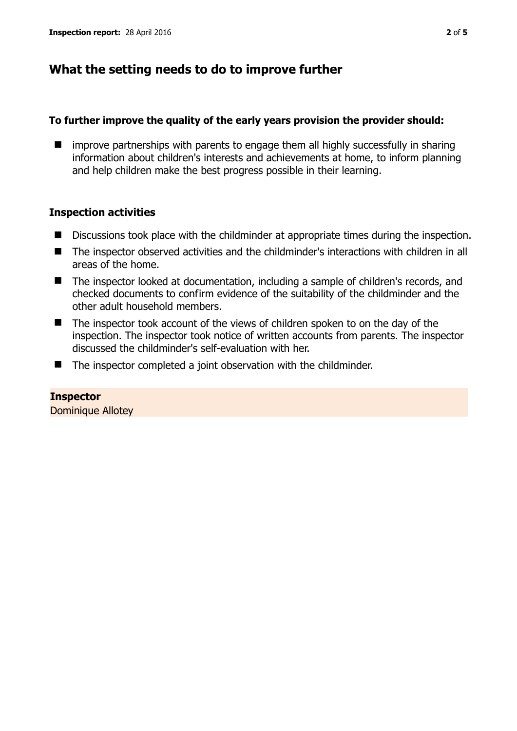## What the setting needs to do to improve further

**To further improve the quality of the early years provision the provider should:**

- improve partnerships with parents to engage them all highly successfully in sharing information about children's interests and achievements at home, to inform planning and help children make the best progress possible in their learning.

### Inspection activities

- Discussions took place with the childminder at appropriate times during the inspection.
- The inspector observed activities and the childminder's interactions with children in all areas of the home.
- The inspector looked at documentation, including a sample of children's records, and checked documents to confirm evidence of the suitability of the childminder and the other adult household members.
- The inspector took account of the views of children spoken to on the day of the inspection. The inspector took notice of written accounts from parents. The inspector discussed the childminder's self-evaluation with her.
- The inspector completed a joint observation with the childminder.

**Inspector**
Dominique Allotey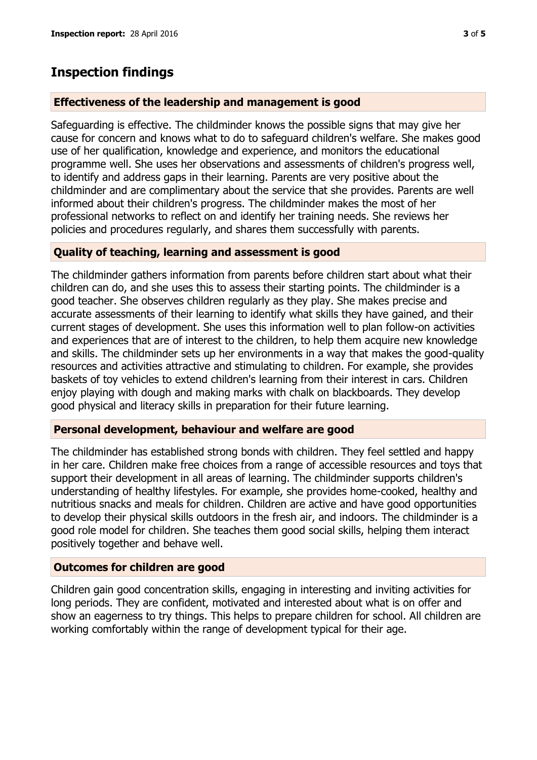## Inspection findings

### Effectiveness of the leadership and management is good

Safeguarding is effective. The childminder knows the possible signs that may give her cause for concern and knows what to do to safeguard children's welfare. She makes good use of her qualification, knowledge and experience, and monitors the educational programme well. She uses her observations and assessments of children's progress well, to identify and address gaps in their learning. Parents are very positive about the childminder and are complimentary about the service that she provides. Parents are well informed about their children's progress. The childminder makes the most of her professional networks to reflect on and identify her training needs. She reviews her policies and procedures regularly, and shares them successfully with parents.

### Quality of teaching, learning and assessment is good

The childminder gathers information from parents before children start about what their children can do, and she uses this to assess their starting points. The childminder is a good teacher. She observes children regularly as they play. She makes precise and accurate assessments of their learning to identify what skills they have gained, and their current stages of development. She uses this information well to plan follow-on activities and experiences that are of interest to the children, to help them acquire new knowledge and skills. The childminder sets up her environments in a way that makes the good-quality resources and activities attractive and stimulating to children. For example, she provides baskets of toy vehicles to extend children's learning from their interest in cars. Children enjoy playing with dough and making marks with chalk on blackboards. They develop good physical and literacy skills in preparation for their future learning.

### Personal development, behaviour and welfare are good

The childminder has established strong bonds with children. They feel settled and happy in her care. Children make free choices from a range of accessible resources and toys that support their development in all areas of learning. The childminder supports children's understanding of healthy lifestyles. For example, she provides home-cooked, healthy and nutritious snacks and meals for children. Children are active and have good opportunities to develop their physical skills outdoors in the fresh air, and indoors. The childminder is a good role model for children. She teaches them good social skills, helping them interact positively together and behave well.

### Outcomes for children are good

Children gain good concentration skills, engaging in interesting and inviting activities for long periods. They are confident, motivated and interested about what is on offer and show an eagerness to try things. This helps to prepare children for school. All children are working comfortably within the range of development typical for their age.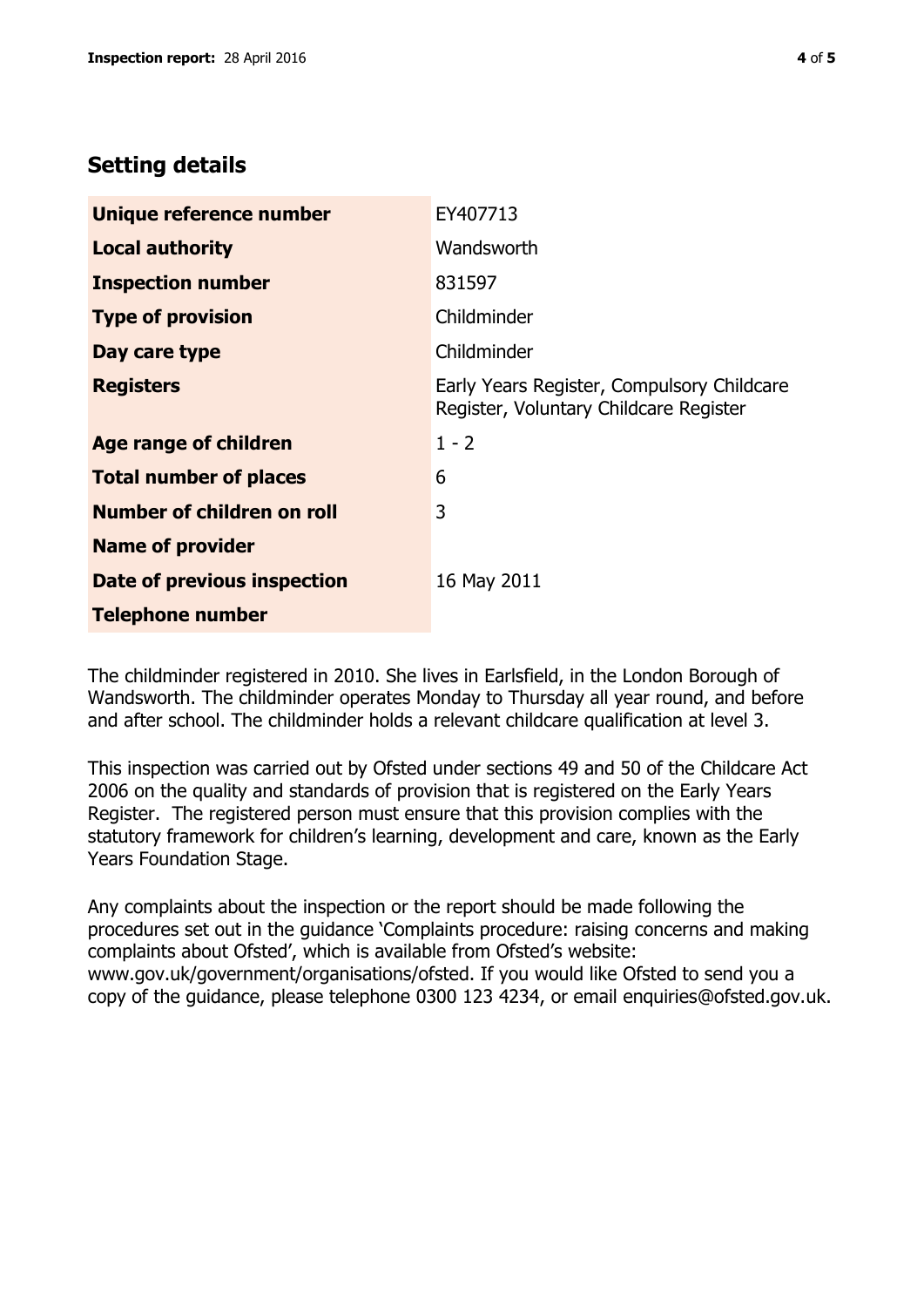## Setting details

| | |
|---|---|
| **Unique reference number** | EY407713 |
| **Local authority** | Wandsworth |
| **Inspection number** | 831597 |
| **Type of provision** | Childminder |
| **Day care type** | Childminder |
| **Registers** | Early Years Register, Compulsory Childcare Register, Voluntary Childcare Register |
| **Age range of children** | 1 - 2 |
| **Total number of places** | 6 |
| **Number of children on roll** | 3 |
| **Name of provider** | |
| **Date of previous inspection** | 16 May 2011 |
| **Telephone number** | |

The childminder registered in 2010. She lives in Earlsfield, in the London Borough of Wandsworth. The childminder operates Monday to Thursday all year round, and before and after school. The childminder holds a relevant childcare qualification at level 3.

This inspection was carried out by Ofsted under sections 49 and 50 of the Childcare Act 2006 on the quality and standards of provision that is registered on the Early Years Register. The registered person must ensure that this provision complies with the statutory framework for children's learning, development and care, known as the Early Years Foundation Stage.

Any complaints about the inspection or the report should be made following the procedures set out in the guidance 'Complaints procedure: raising concerns and making complaints about Ofsted', which is available from Ofsted's website: www.gov.uk/government/organisations/ofsted. If you would like Ofsted to send you a copy of the guidance, please telephone 0300 123 4234, or email enquiries@ofsted.gov.uk.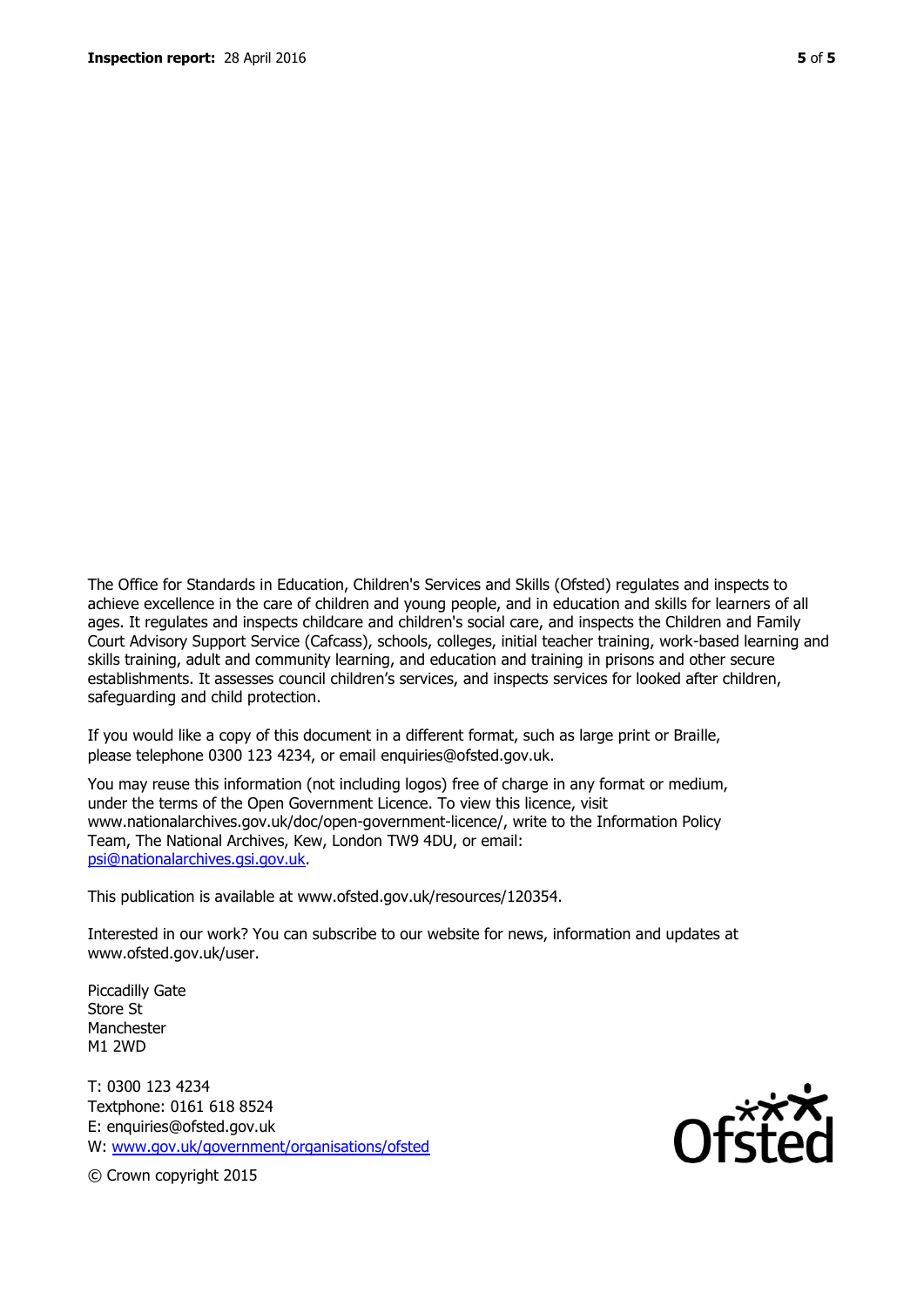The Office for Standards in Education, Children's Services and Skills (Ofsted) regulates and inspects to achieve excellence in the care of children and young people, and in education and skills for learners of all ages. It regulates and inspects childcare and children's social care, and inspects the Children and Family Court Advisory Support Service (Cafcass), schools, colleges, initial teacher training, work-based learning and skills training, adult and community learning, and education and training in prisons and other secure establishments. It assesses council children's services, and inspects services for looked after children, safeguarding and child protection.

If you would like a copy of this document in a different format, such as large print or Braille, please telephone 0300 123 4234, or email enquiries@ofsted.gov.uk.

You may reuse this information (not including logos) free of charge in any format or medium, under the terms of the Open Government Licence. To view this licence, visit www.nationalarchives.gov.uk/doc/open-government-licence/, write to the Information Policy Team, The National Archives, Kew, London TW9 4DU, or email: psi@nationalarchives.gsi.gov.uk.

This publication is available at www.ofsted.gov.uk/resources/120354.

Interested in our work? You can subscribe to our website for news, information and updates at www.ofsted.gov.uk/user.

Piccadilly Gate
Store St
Manchester
M1 2WD

T: 0300 123 4234
Textphone: 0161 618 8524
E: enquiries@ofsted.gov.uk
W: www.gov.uk/government/organisations/ofsted

© Crown copyright 2015